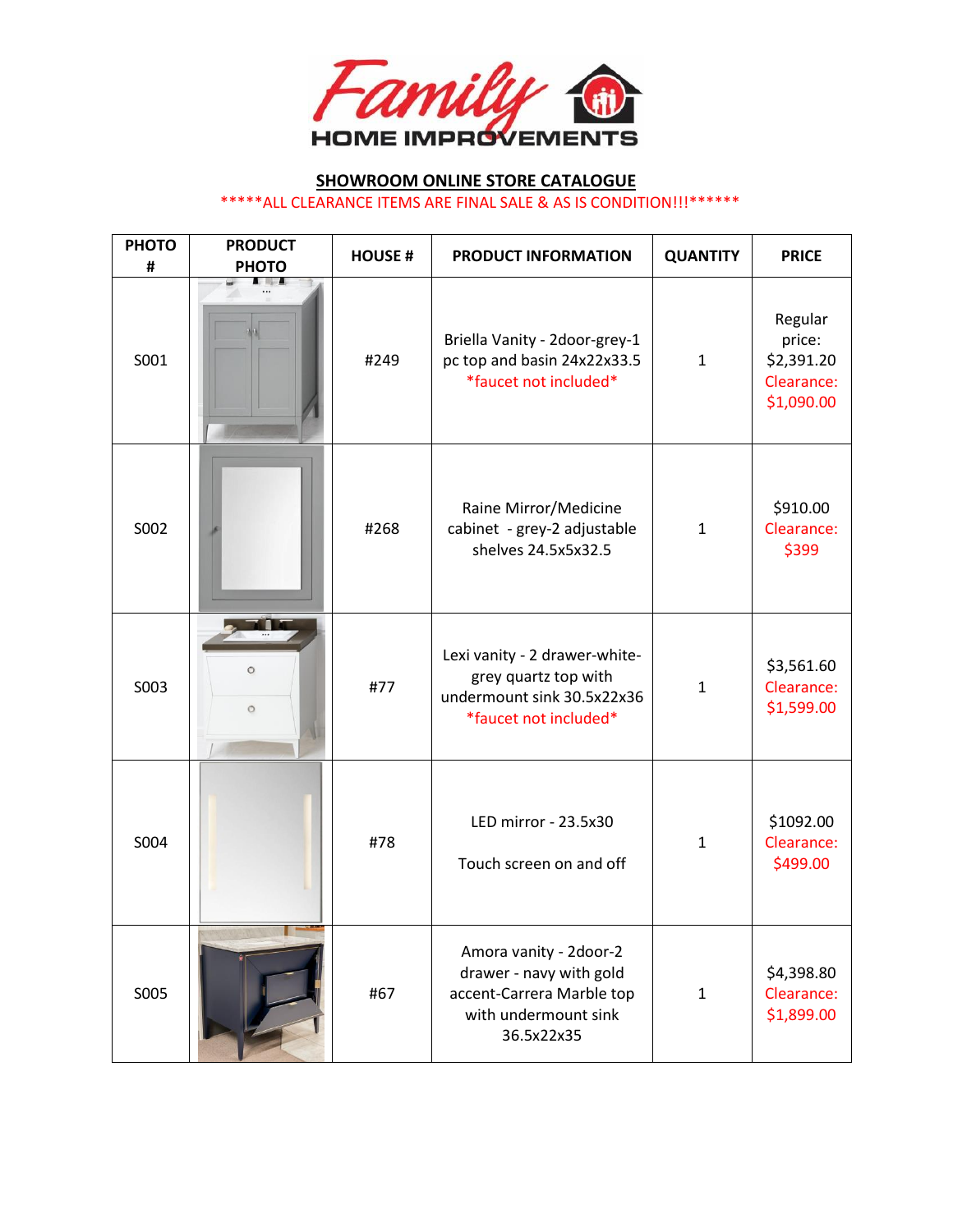Family HOME IMPROVEMENTS

## SHOWROOM ONLINE STORE CATALOGUE

*****ALL CLEARANCE ITEMS ARE FINAL SALE & AS IS CONDITION!!!******

| PHOTO # | PRODUCT PHOTO | HOUSE # | PRODUCT INFORMATION | QUANTITY | PRICE |
|---|---|---|---|---|---|
| S001 | | #249 | Briella Vanity - 2door-grey-1 pc top and basin 24x22x33.5 *faucet not included* | 1 | Regular price: $2,391.20 Clearance: $1,090.00 |
| S002 | | #268 | Raine Mirror/Medicine cabinet - grey-2 adjustable shelves 24.5x5x32.5 | 1 | $910.00 Clearance: $399 |
| S003 | | #77 | Lexi vanity - 2 drawer-white-grey quartz top with undermount sink 30.5x22x36 *faucet not included* | 1 | $3,561.60 Clearance: $1,599.00 |
| S004 | | #78 | LED mirror - 23.5x30<br><br>Touch screen on and off | 1 | $1092.00 Clearance: $499.00 |
| S005 | | #67 | Amora vanity - 2door-2 drawer - navy with gold accent-Carrera Marble top with undermount sink 36.5x22x35 | 1 | $4,398.80 Clearance: $1,899.00 |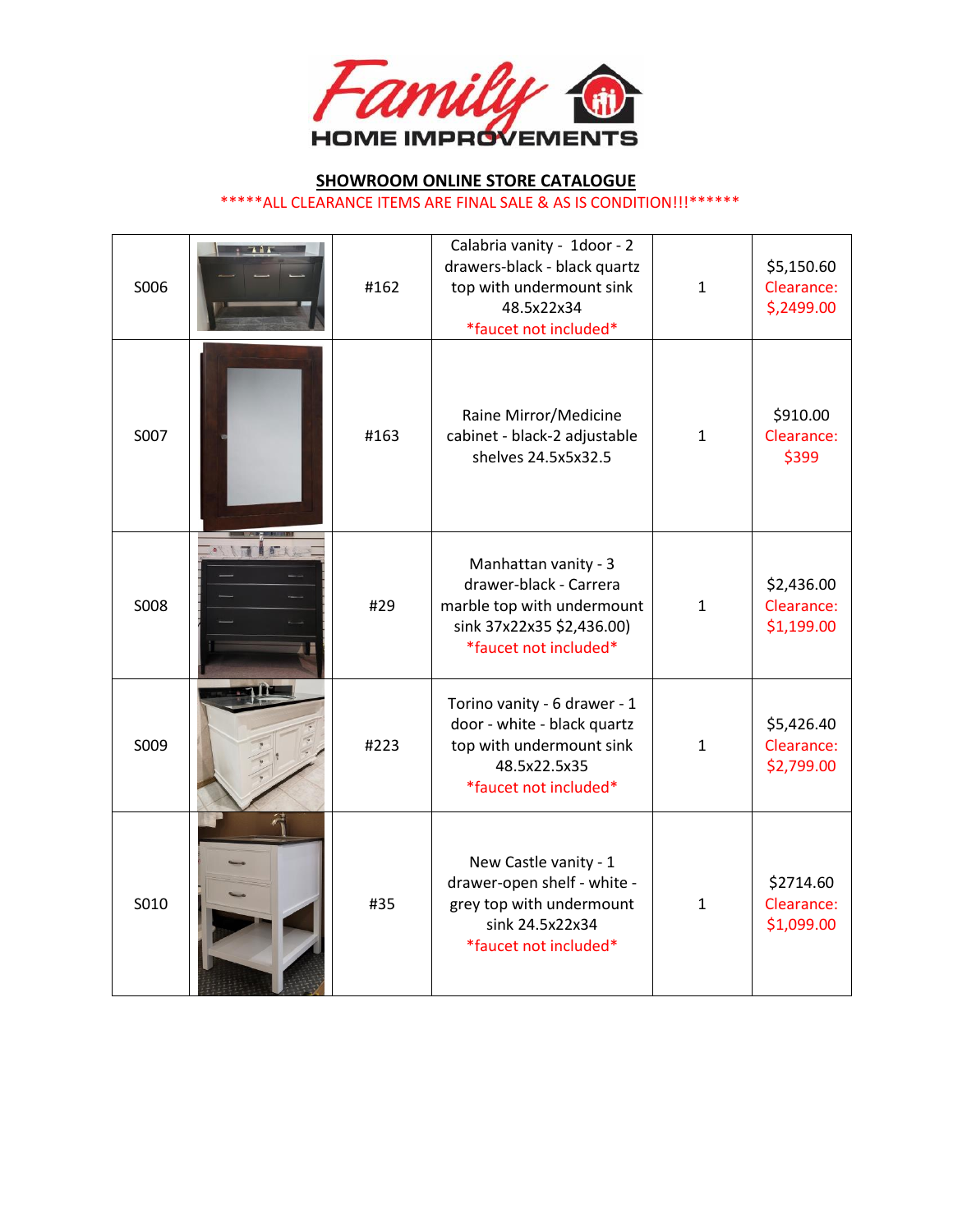**SHOWROOM ONLINE STORE CATALOGUE**

*****ALL CLEARANCE ITEMS ARE FINAL SALE & AS IS CONDITION!!!******

| | | | | | |
|---|---|---|---|---|---|
| S006 | | #162 | Calabria vanity - 1door - 2 drawers-black - black quartz top with undermount sink 48.5x22x34 *faucet not included* | 1 | $5,150.60 Clearance: $,2499.00 |
| S007 | | #163 | Raine Mirror/Medicine cabinet - black-2 adjustable shelves 24.5x5x32.5 | 1 | $910.00 Clearance: $399 |
| S008 | | #29 | Manhattan vanity - 3 drawer-black - Carrera marble top with undermount sink 37x22x35 $2,436.00) *faucet not included* | 1 | $2,436.00 Clearance: $1,199.00 |
| S009 | | #223 | Torino vanity - 6 drawer - 1 door - white - black quartz top with undermount sink 48.5x22.5x35 *faucet not included* | 1 | $5,426.40 Clearance: $2,799.00 |
| S010 | | #35 | New Castle vanity - 1 drawer-open shelf - white - grey top with undermount sink 24.5x22x34 *faucet not included* | 1 | $2714.60 Clearance: $1,099.00 |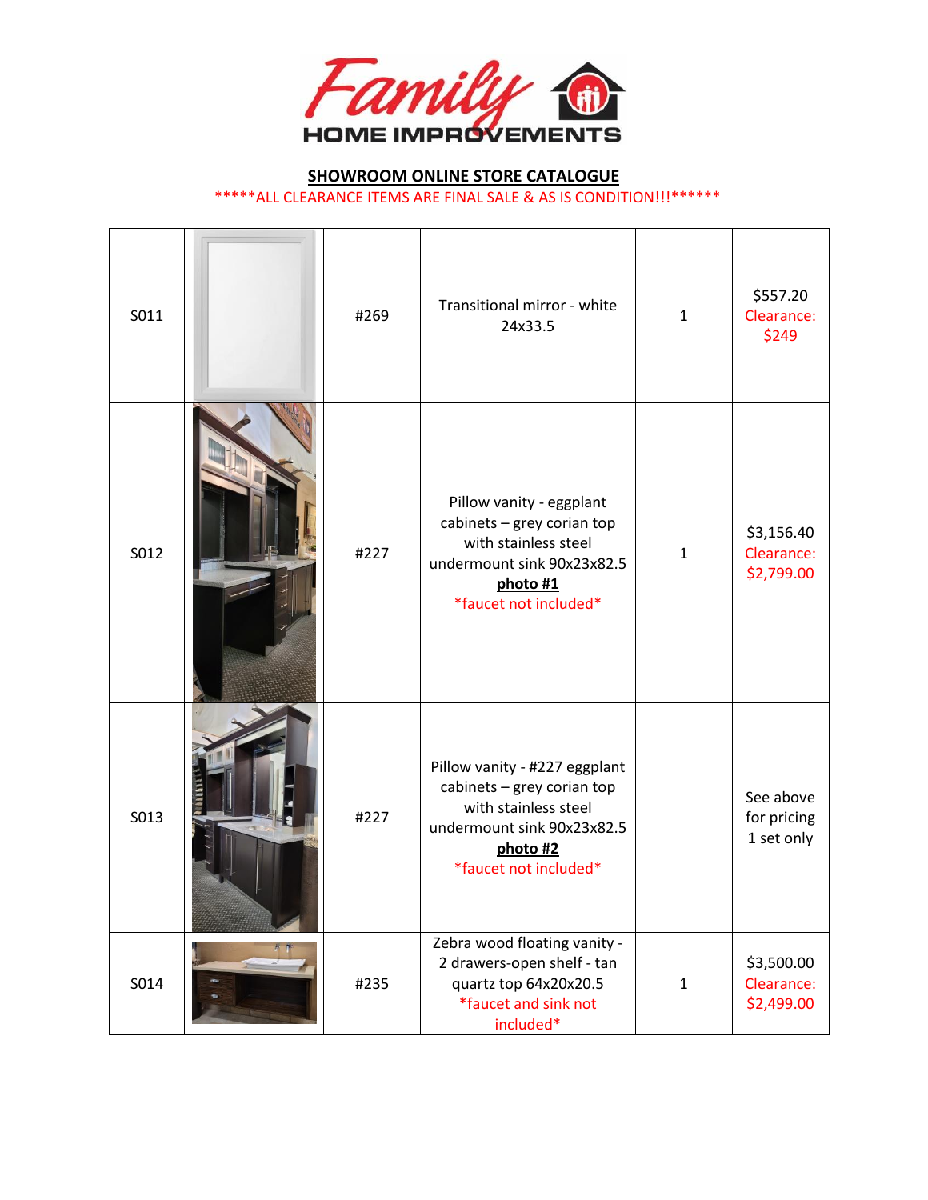**SHOWROOM ONLINE STORE CATALOGUE**

*****ALL CLEARANCE ITEMS ARE FINAL SALE & AS IS CONDITION!!!******

| | | | | | |
|---|---|---|---|---|---|
| S011 | | #269 | Transitional mirror - white 24x33.5 | 1 | $557.20 Clearance: $249 |
| S012 | | #227 | Pillow vanity - eggplant cabinets – grey corian top with stainless steel undermount sink 90x23x82.5 **photo #1** *faucet not included* | 1 | $3,156.40 Clearance: $2,799.00 |
| S013 | | #227 | Pillow vanity - #227 eggplant cabinets – grey corian top with stainless steel undermount sink 90x23x82.5 **photo #2** *faucet not included* | | See above for pricing 1 set only |
| S014 | | #235 | Zebra wood floating vanity - 2 drawers-open shelf - tan quartz top 64x20x20.5 *faucet and sink not included* | 1 | $3,500.00 Clearance: $2,499.00 |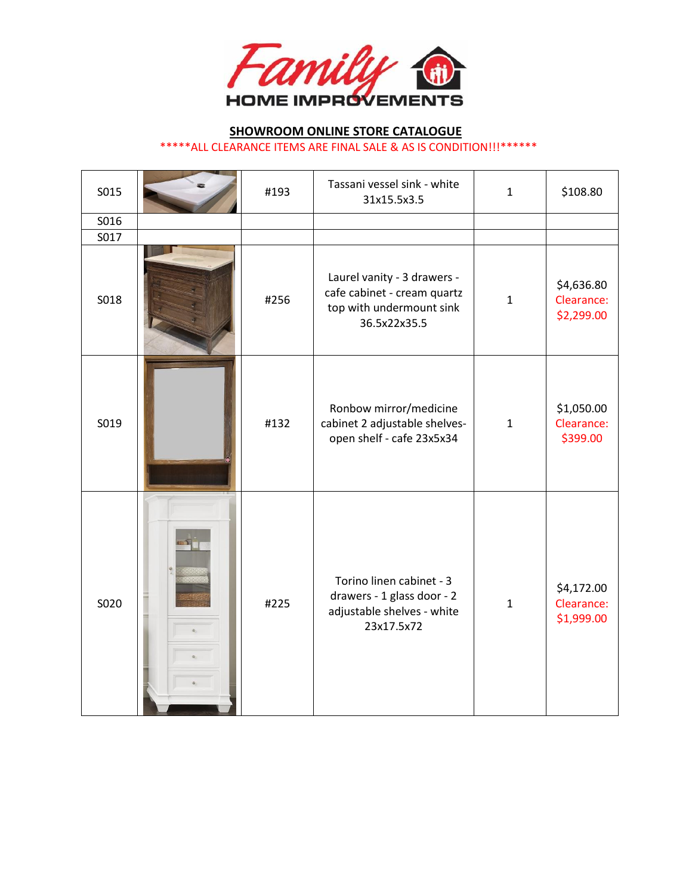**SHOWROOM ONLINE STORE CATALOGUE**

*****ALL CLEARANCE ITEMS ARE FINAL SALE & AS IS CONDITION!!!******

| | | | | | |
|---|---|---|---|---|---|
| S015 | | #193 | Tassani vessel sink - white 31x15.5x3.5 | 1 | $108.80 |
| S016 | | | | | |
| S017 | | | | | |
| S018 | | #256 | Laurel vanity - 3 drawers - cafe cabinet - cream quartz top with undermount sink 36.5x22x35.5 | 1 | $4,636.80 Clearance: $2,299.00 |
| S019 | | #132 | Ronbow mirror/medicine cabinet 2 adjustable shelves- open shelf - cafe 23x5x34 | 1 | $1,050.00 Clearance: $399.00 |
| S020 | | #225 | Torino linen cabinet - 3 drawers - 1 glass door - 2 adjustable shelves - white 23x17.5x72 | 1 | $4,172.00 Clearance: $1,999.00 |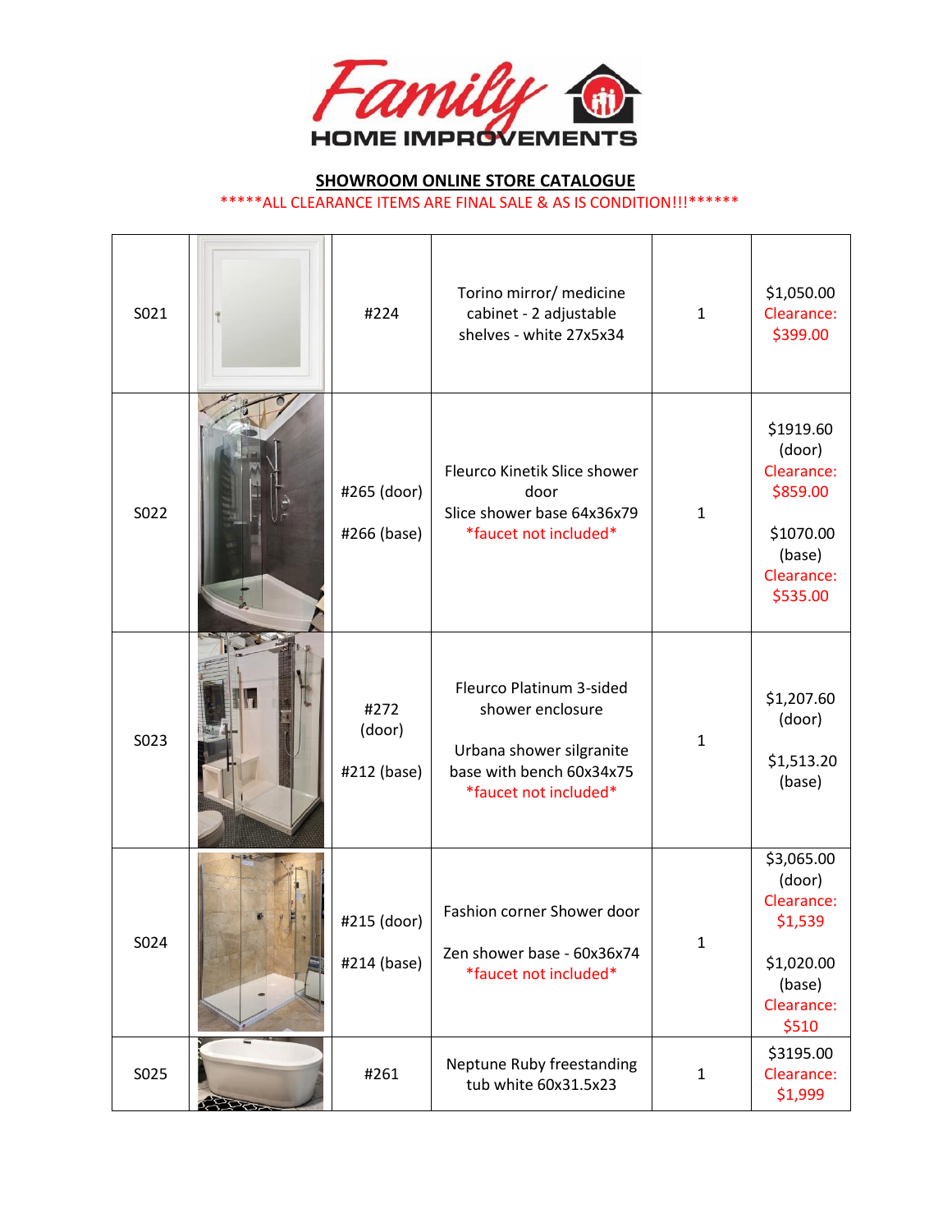## SHOWROOM ONLINE STORE CATALOGUE

*****ALL CLEARANCE ITEMS ARE FINAL SALE & AS IS CONDITION!!!******

| | | | | | |
|---|---|---|---|---|---|
| S021 | | #224 | Torino mirror/ medicine cabinet - 2 adjustable shelves - white 27x5x34 | 1 | $1,050.00 Clearance: $399.00 |
| S022 | | #265 (door) #266 (base) | Fleurco Kinetik Slice shower door Slice shower base 64x36x79 *faucet not included* | 1 | $1919.60 (door) Clearance: $859.00 $1070.00 (base) Clearance: $535.00 |
| S023 | | #272 (door) #212 (base) | Fleurco Platinum 3-sided shower enclosure Urbana shower silgranite base with bench 60x34x75 *faucet not included* | 1 | $1,207.60 (door) $1,513.20 (base) |
| S024 | | #215 (door) #214 (base) | Fashion corner Shower door Zen shower base - 60x36x74 *faucet not included* | 1 | $3,065.00 (door) Clearance: $1,539 $1,020.00 (base) Clearance: $510 |
| S025 | | #261 | Neptune Ruby freestanding tub white 60x31.5x23 | 1 | $3195.00 Clearance: $1,999 |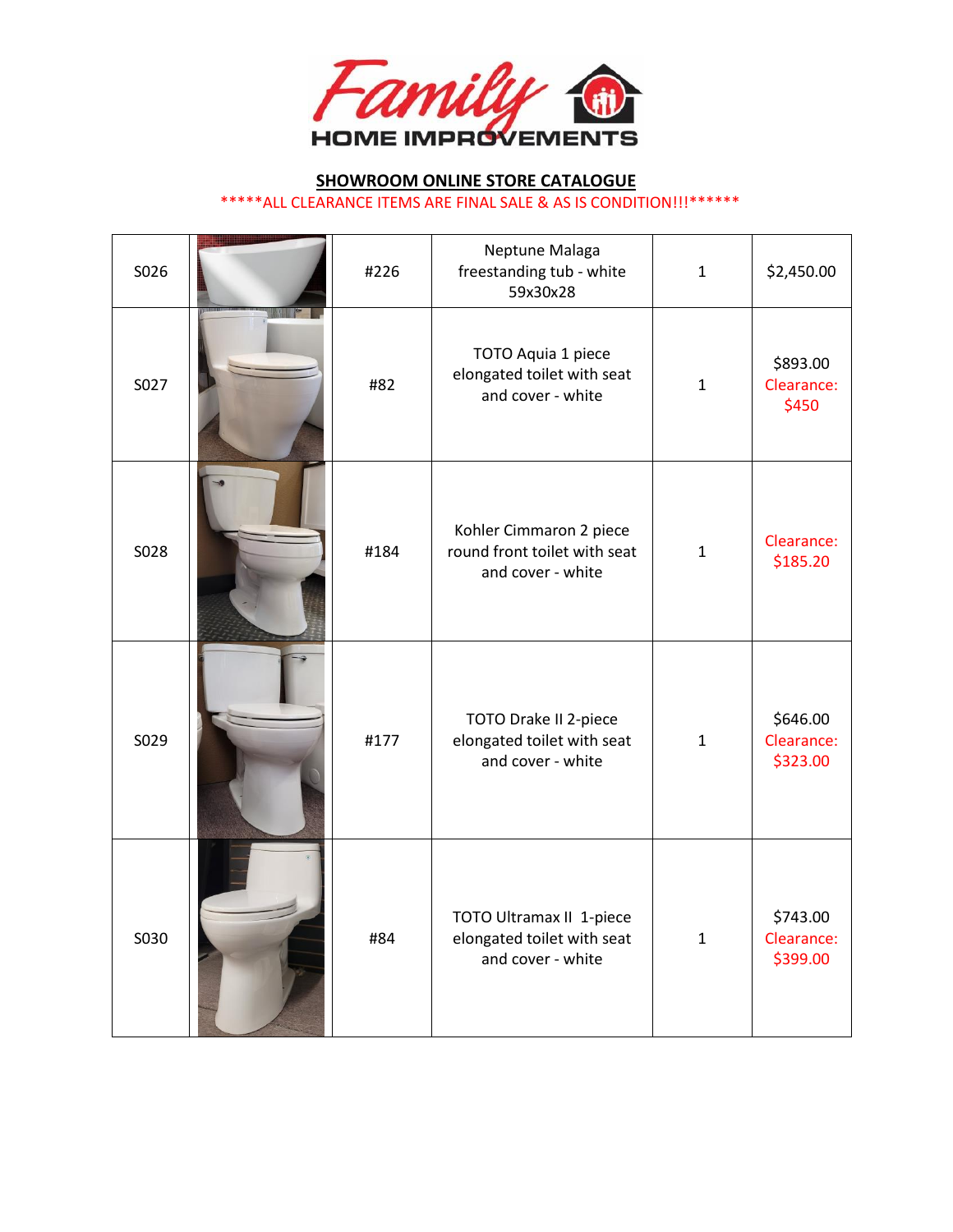# Family HOME IMPROVEMENTS

**SHOWROOM ONLINE STORE CATALOGUE**

\*\*\*\*\*ALL CLEARANCE ITEMS ARE FINAL SALE & AS IS CONDITION!!!\*\*\*\*\*\*

| | | | | | |
|---|---|---|---|---|---|
| S026 | | #226 | Neptune Malaga freestanding tub - white 59x30x28 | 1 | $2,450.00 |
| S027 | | #82 | TOTO Aquia 1 piece elongated toilet with seat and cover - white | 1 | $893.00 Clearance: $450 |
| S028 | | #184 | Kohler Cimmaron 2 piece round front toilet with seat and cover - white | 1 | Clearance: $185.20 |
| S029 | | #177 | TOTO Drake II 2-piece elongated toilet with seat and cover - white | 1 | $646.00 Clearance: $323.00 |
| S030 | | #84 | TOTO Ultramax II 1-piece elongated toilet with seat and cover - white | 1 | $743.00 Clearance: $399.00 |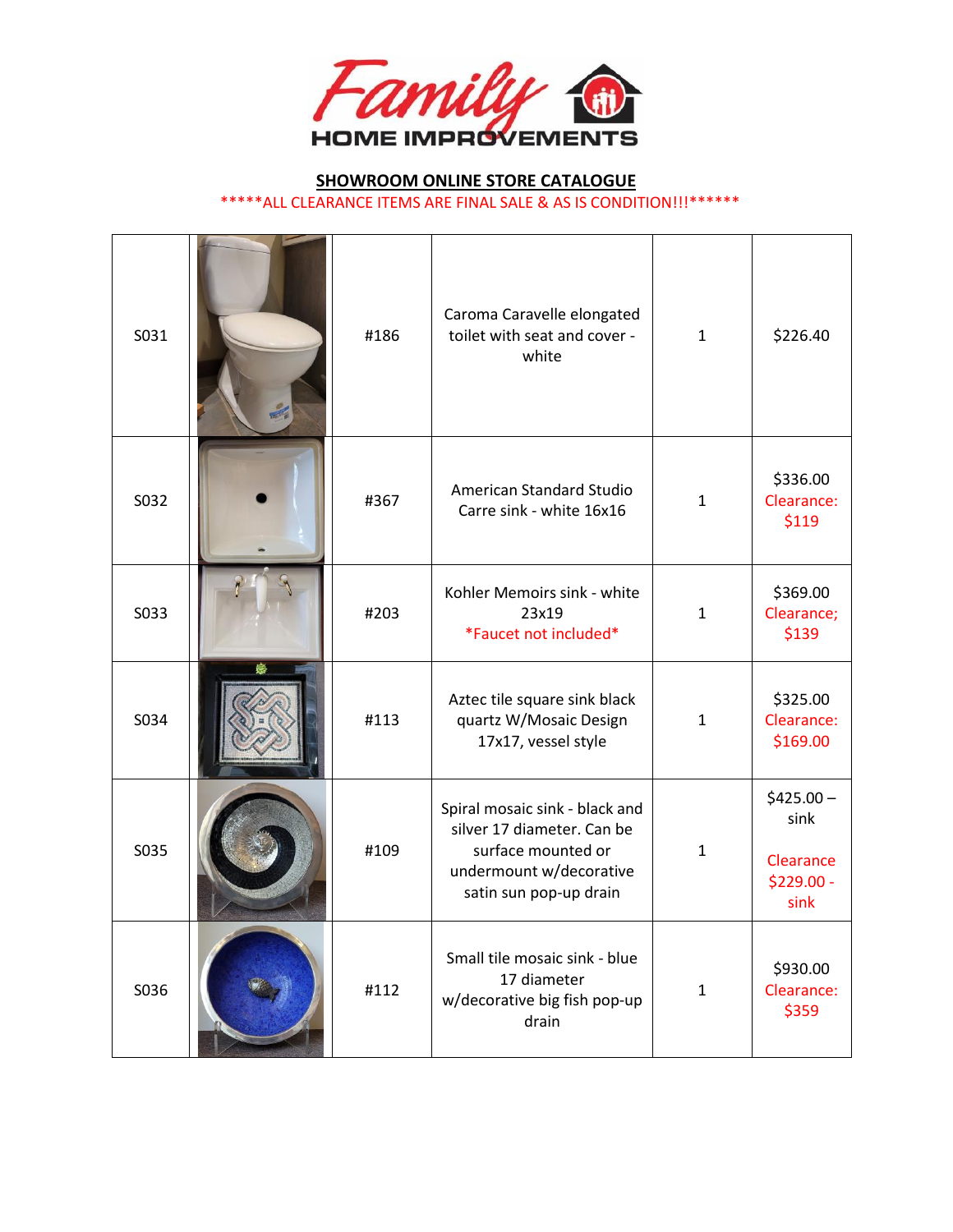# Family HOME IMPROVEMENTS

**SHOWROOM ONLINE STORE CATALOGUE**

*****ALL CLEARANCE ITEMS ARE FINAL SALE & AS IS CONDITION!!!******

| | | | | | |
|---|---|---|---|---|---|
| S031 | | #186 | Caroma Caravelle elongated toilet with seat and cover - white | 1 | $226.40 |
| S032 | | #367 | American Standard Studio Carre sink - white 16x16 | 1 | $336.00 Clearance: $119 |
| S033 | | #203 | Kohler Memoirs sink - white 23x19 *Faucet not included* | 1 | $369.00 Clearance; $139 |
| S034 | | #113 | Aztec tile square sink black quartz W/Mosaic Design 17x17, vessel style | 1 | $325.00 Clearance: $169.00 |
| S035 | | #109 | Spiral mosaic sink - black and silver 17 diameter. Can be surface mounted or undermount w/decorative satin sun pop-up drain | 1 | $425.00 – sink Clearance $229.00 - sink |
| S036 | | #112 | Small tile mosaic sink - blue 17 diameter w/decorative big fish pop-up drain | 1 | $930.00 Clearance: $359 |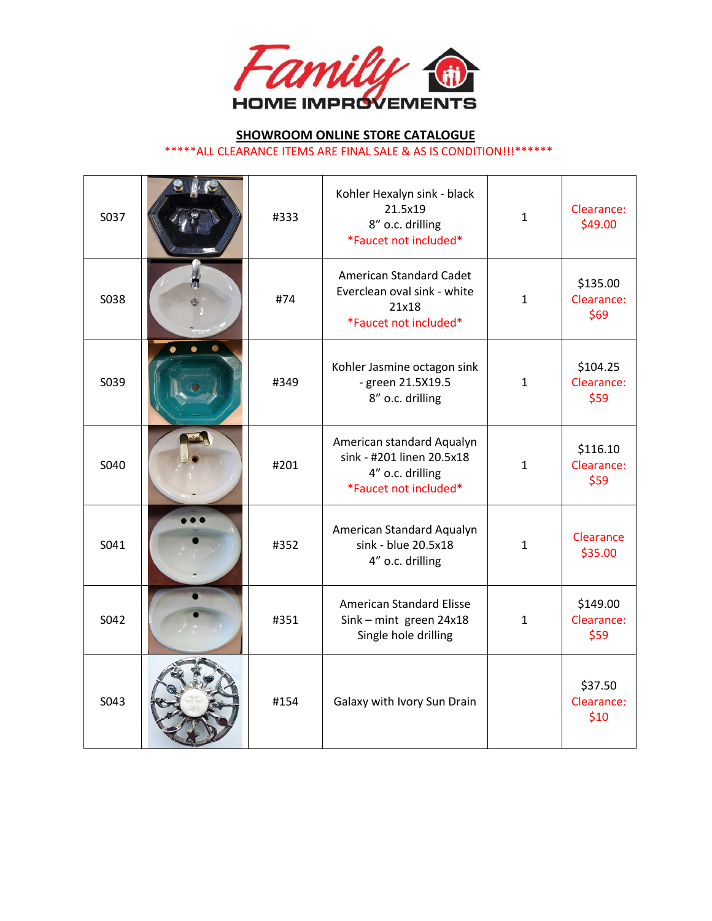Family HOME IMPROVEMENTS

## SHOWROOM ONLINE STORE CATALOGUE

*****ALL CLEARANCE ITEMS ARE FINAL SALE & AS IS CONDITION!!!******

| | | | | | |
|---|---|---|---|---|---|
| S037 | | #333 | Kohler Hexalyn sink - black 21.5x19 8" o.c. drilling *Faucet not included* | 1 | Clearance: $49.00 |
| S038 | | #74 | American Standard Cadet Everclean oval sink - white 21x18 *Faucet not included* | 1 | $135.00 Clearance: $69 |
| S039 | | #349 | Kohler Jasmine octagon sink - green 21.5X19.5 8" o.c. drilling | 1 | $104.25 Clearance: $59 |
| S040 | | #201 | American standard Aqualyn sink - #201 linen 20.5x18 4" o.c. drilling *Faucet not included* | 1 | $116.10 Clearance: $59 |
| S041 | | #352 | American Standard Aqualyn sink - blue 20.5x18 4" o.c. drilling | 1 | Clearance $35.00 |
| S042 | | #351 | American Standard Elisse Sink – mint green 24x18 Single hole drilling | 1 | $149.00 Clearance: $59 |
| S043 | | #154 | Galaxy with Ivory Sun Drain | | $37.50 Clearance: $10 |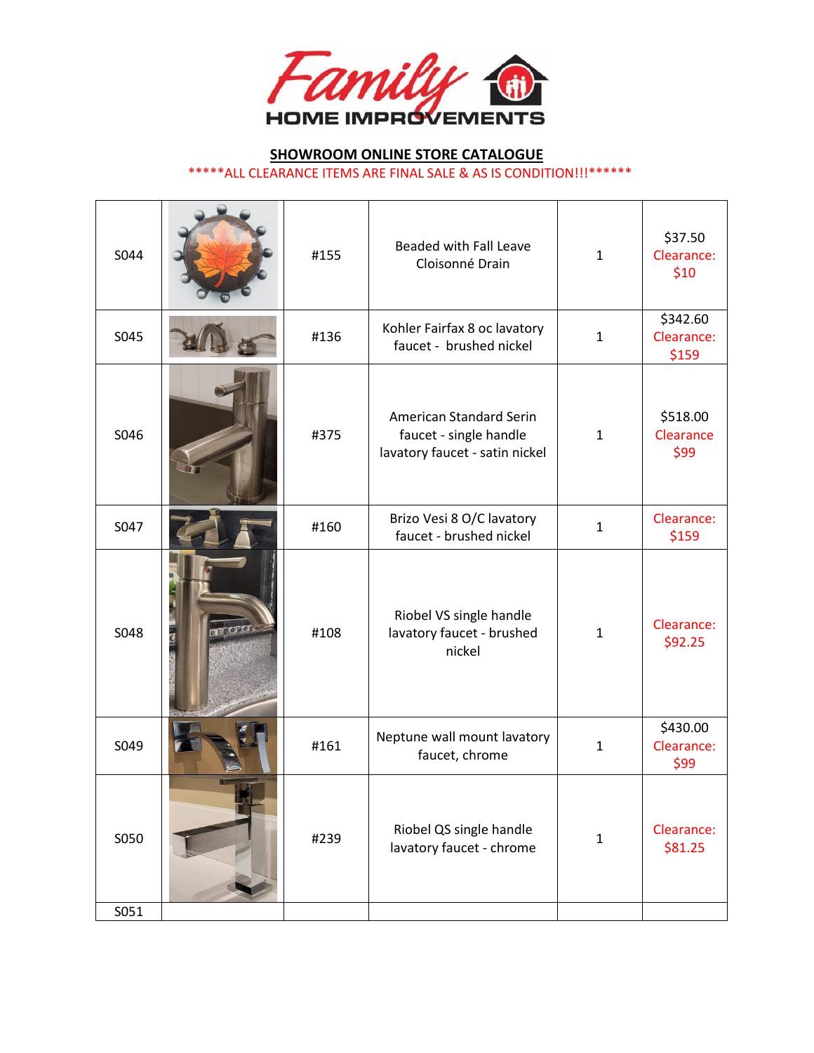Family HOME IMPROVEMENTS

**SHOWROOM ONLINE STORE CATALOGUE**

*****ALL CLEARANCE ITEMS ARE FINAL SALE & AS IS CONDITION!!!******

| | | | | | |
|---|---|---|---|---|---|
| S044 | | #155 | Beaded with Fall Leave Cloisonné Drain | 1 | $37.50 Clearance: $10 |
| S045 | | #136 | Kohler Fairfax 8 oc lavatory faucet - brushed nickel | 1 | $342.60 Clearance: $159 |
| S046 | | #375 | American Standard Serin faucet - single handle lavatory faucet - satin nickel | 1 | $518.00 Clearance $99 |
| S047 | | #160 | Brizo Vesi 8 O/C lavatory faucet - brushed nickel | 1 | Clearance: $159 |
| S048 | | #108 | Riobel VS single handle lavatory faucet - brushed nickel | 1 | Clearance: $92.25 |
| S049 | | #161 | Neptune wall mount lavatory faucet, chrome | 1 | $430.00 Clearance: $99 |
| S050 | | #239 | Riobel QS single handle lavatory faucet - chrome | 1 | Clearance: $81.25 |
| S051 | | | | | |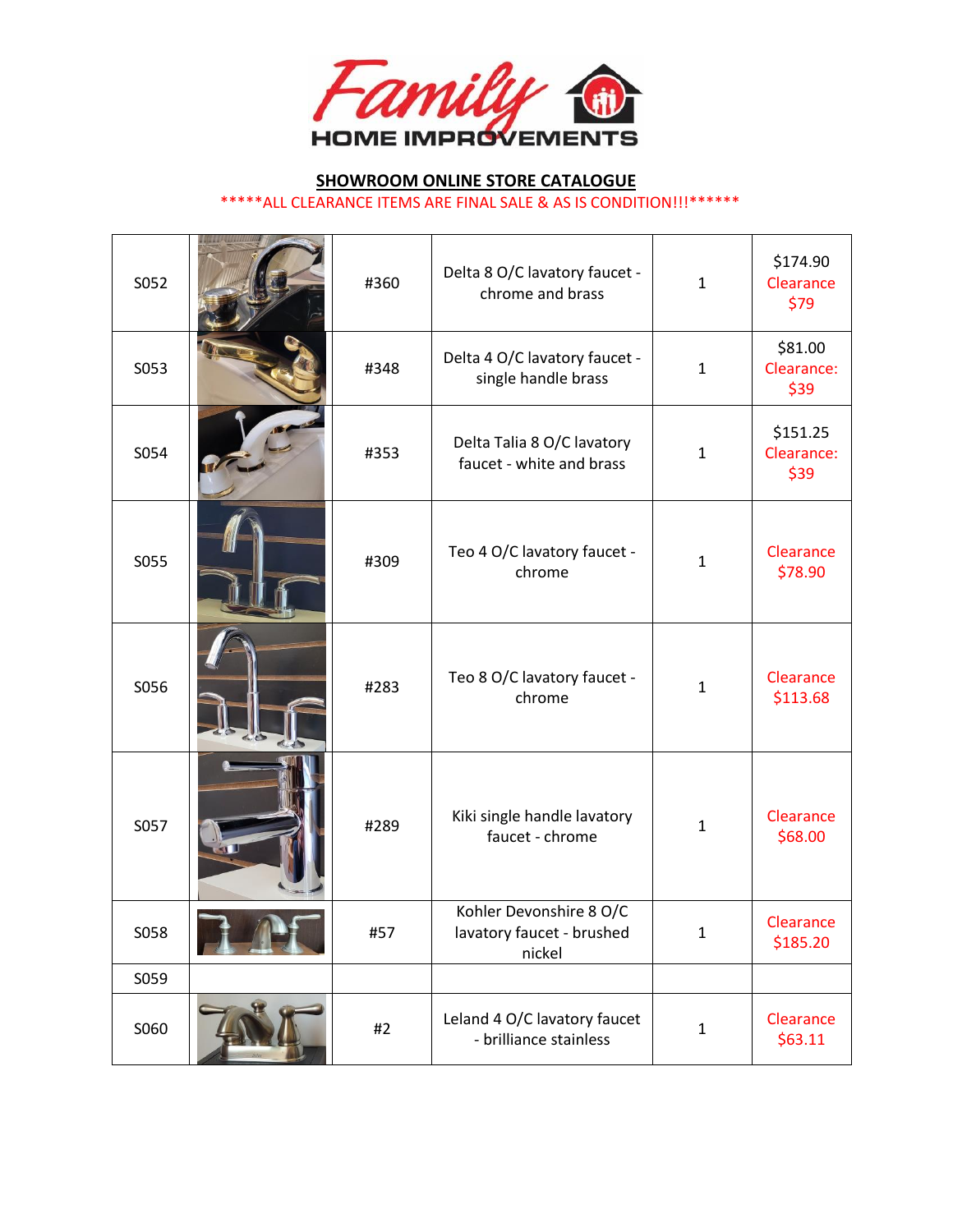## SHOWROOM ONLINE STORE CATALOGUE

*****ALL CLEARANCE ITEMS ARE FINAL SALE & AS IS CONDITION!!!******

| | | | | | |
|---|---|---|---|---|---|
| S052 | | #360 | Delta 8 O/C lavatory faucet - chrome and brass | 1 | $174.90 Clearance $79 |
| S053 | | #348 | Delta 4 O/C lavatory faucet - single handle brass | 1 | $81.00 Clearance: $39 |
| S054 | | #353 | Delta Talia 8 O/C lavatory faucet - white and brass | 1 | $151.25 Clearance: $39 |
| S055 | | #309 | Teo 4 O/C lavatory faucet - chrome | 1 | Clearance $78.90 |
| S056 | | #283 | Teo 8 O/C lavatory faucet - chrome | 1 | Clearance $113.68 |
| S057 | | #289 | Kiki single handle lavatory faucet - chrome | 1 | Clearance $68.00 |
| S058 | | #57 | Kohler Devonshire 8 O/C lavatory faucet - brushed nickel | 1 | Clearance $185.20 |
| S059 | | | | | |
| S060 | | #2 | Leland 4 O/C lavatory faucet - brilliance stainless | 1 | Clearance $63.11 |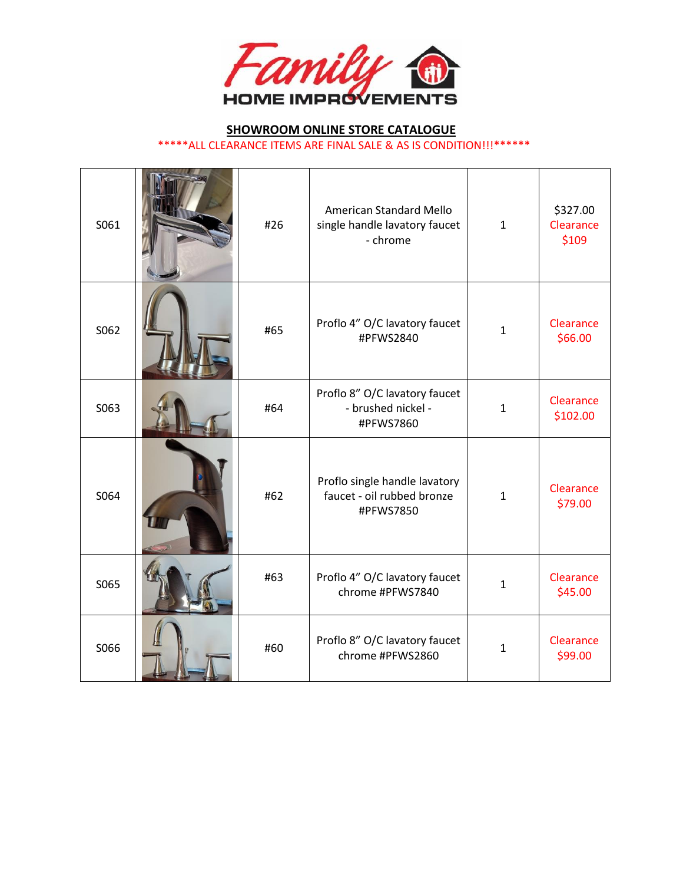Family HOME IMPROVEMENTS

**SHOWROOM ONLINE STORE CATALOGUE**

*****ALL CLEARANCE ITEMS ARE FINAL SALE & AS IS CONDITION!!!******

| | | | | | |
|---|---|---|---|---|---|
| S061 | | #26 | American Standard Mello single handle lavatory faucet - chrome | 1 | $327.00 Clearance $109 |
| S062 | | #65 | Proflo 4" O/C lavatory faucet #PFWS2840 | 1 | Clearance $66.00 |
| S063 | | #64 | Proflo 8" O/C lavatory faucet - brushed nickel - #PFWS7860 | 1 | Clearance $102.00 |
| S064 | | #62 | Proflo single handle lavatory faucet - oil rubbed bronze #PFWS7850 | 1 | Clearance $79.00 |
| S065 | | #63 | Proflo 4" O/C lavatory faucet chrome #PFWS7840 | 1 | Clearance $45.00 |
| S066 | | #60 | Proflo 8" O/C lavatory faucet chrome #PFWS2860 | 1 | Clearance $99.00 |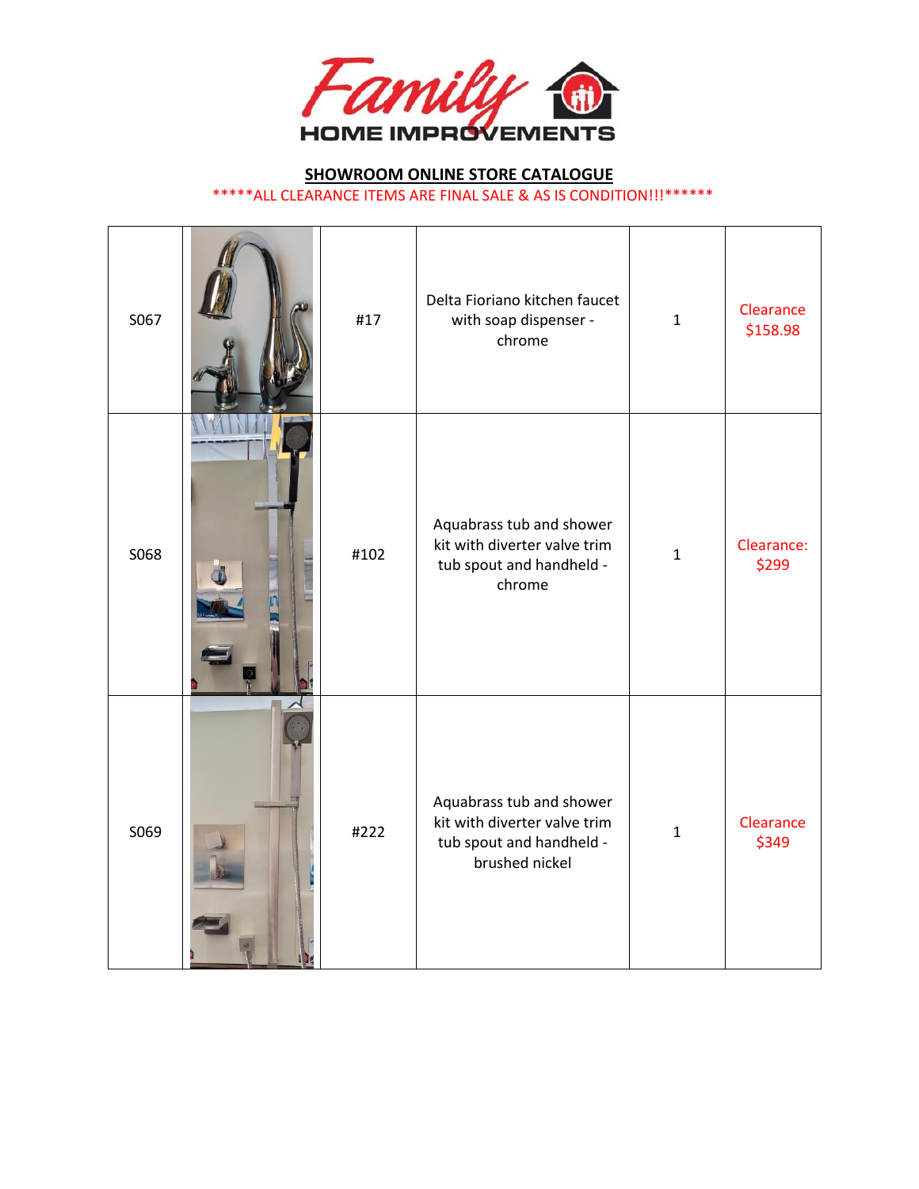**SHOWROOM ONLINE STORE CATALOGUE**

\*\*\*\*\*ALL CLEARANCE ITEMS ARE FINAL SALE & AS IS CONDITION!!!\*\*\*\*\*\*

| | | | | | |
|---|---|---|---|---|---|
| S067 | | #17 | Delta Fioriano kitchen faucet with soap dispenser - chrome | 1 | Clearance $158.98 |
| S068 | | #102 | Aquabrass tub and shower kit with diverter valve trim tub spout and handheld - chrome | 1 | Clearance: $299 |
| S069 | | #222 | Aquabrass tub and shower kit with diverter valve trim tub spout and handheld - brushed nickel | 1 | Clearance $349 |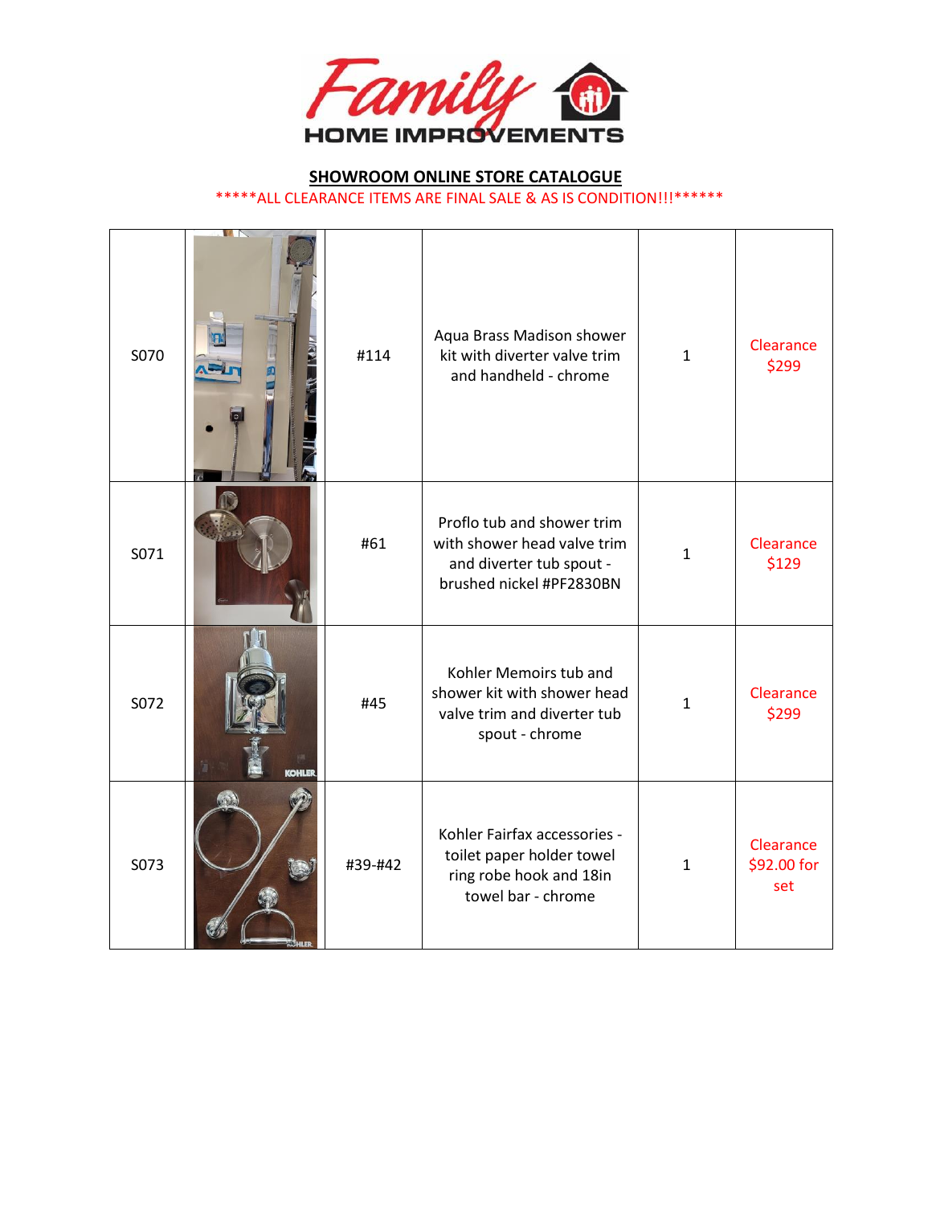# Family HOME IMPROVEMENTS

**SHOWROOM ONLINE STORE CATALOGUE**

*****ALL CLEARANCE ITEMS ARE FINAL SALE & AS IS CONDITION!!!******

| | | | | | |
|---|---|---|---|---|---|
| S070 | | #114 | Aqua Brass Madison shower kit with diverter valve trim and handheld - chrome | 1 | Clearance $299 |
| S071 | | #61 | Proflo tub and shower trim with shower head valve trim and diverter tub spout - brushed nickel #PF2830BN | 1 | Clearance $129 |
| S072 | | #45 | Kohler Memoirs tub and shower kit with shower head valve trim and diverter tub spout - chrome | 1 | Clearance $299 |
| S073 | | #39-#42 | Kohler Fairfax accessories - toilet paper holder towel ring robe hook and 18in towel bar - chrome | 1 | Clearance $92.00 for set |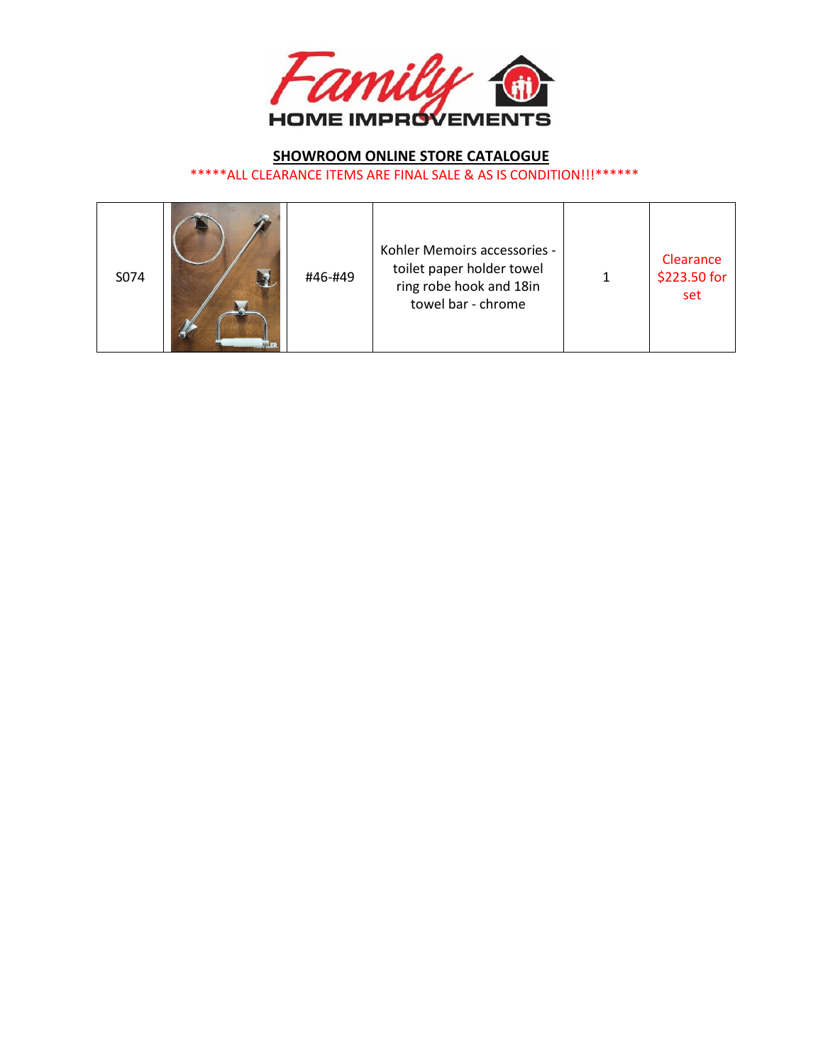# SHOWROOM ONLINE STORE CATALOGUE

*****ALL CLEARANCE ITEMS ARE FINAL SALE & AS IS CONDITION!!!******

| | | | | | |
|---|---|---|---|---|---|
| S074 | | #46-#49 | Kohler Memoirs accessories - toilet paper holder towel ring robe hook and 18in towel bar - chrome | 1 | Clearance $223.50 for set |